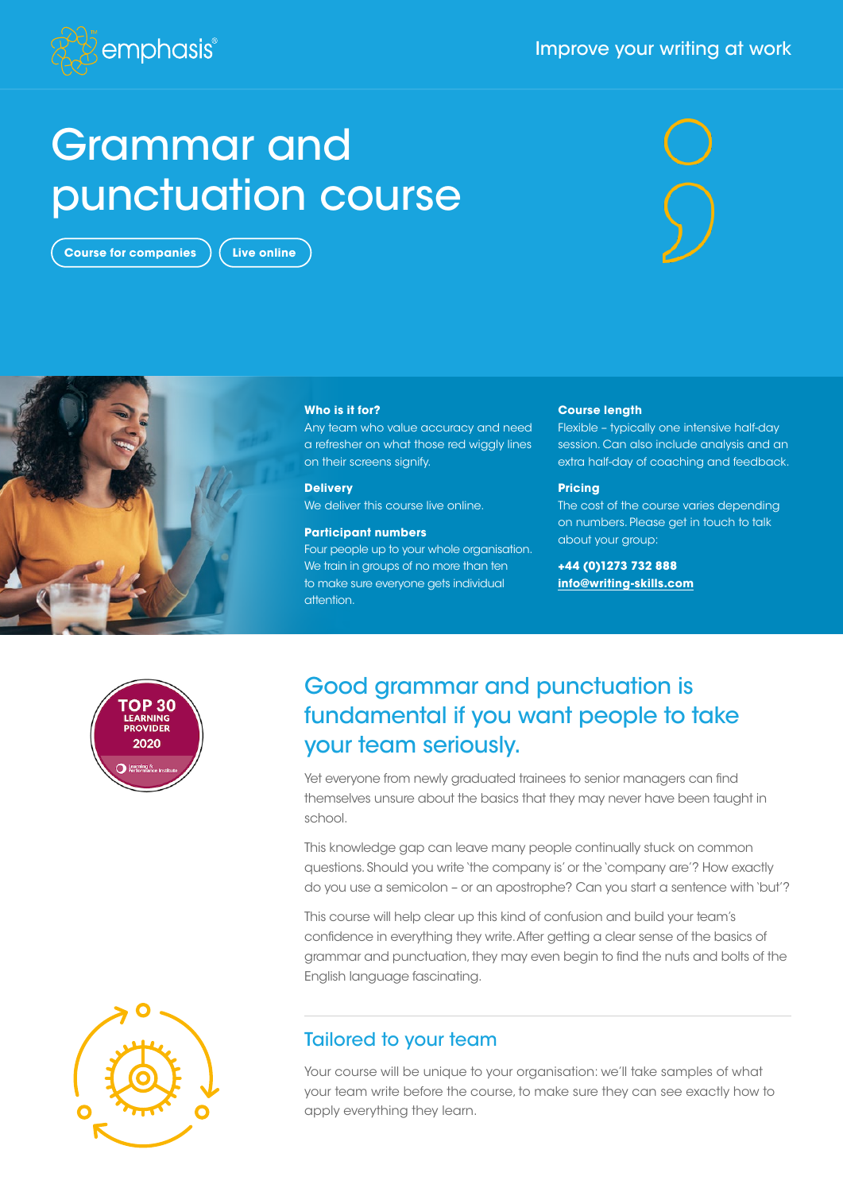emphasis®

Improve your writing at work

# Grammar and punctuation course

Course for companies | Live online

**Who is it for?**
Any team who value accuracy and need a refresher on what those red wiggly lines on their screens signify.

**Delivery**
We deliver this course live online.

**Participant numbers**
Four people up to your whole organisation. We train in groups of no more than ten to make sure everyone gets individual attention.

**Course length**
Flexible – typically one intensive half-day session. Can also include analysis and an extra half-day of coaching and feedback.

**Pricing**
The cost of the course varies depending on numbers. Please get in touch to talk about your group:

**+44 (0)1273 732 888**
**info@writing-skills.com**

TOP 30 LEARNING PROVIDER 2020

## Good grammar and punctuation is fundamental if you want people to take your team seriously.

Yet everyone from newly graduated trainees to senior managers can find themselves unsure about the basics that they may never have been taught in school.

This knowledge gap can leave many people continually stuck on common questions. Should you write 'the company is' or the 'company are'? How exactly do you use a semicolon – or an apostrophe? Can you start a sentence with 'but'?

This course will help clear up this kind of confusion and build your team's confidence in everything they write. After getting a clear sense of the basics of grammar and punctuation, they may even begin to find the nuts and bolts of the English language fascinating.

## Tailored to your team

Your course will be unique to your organisation: we'll take samples of what your team write before the course, to make sure they can see exactly how to apply everything they learn.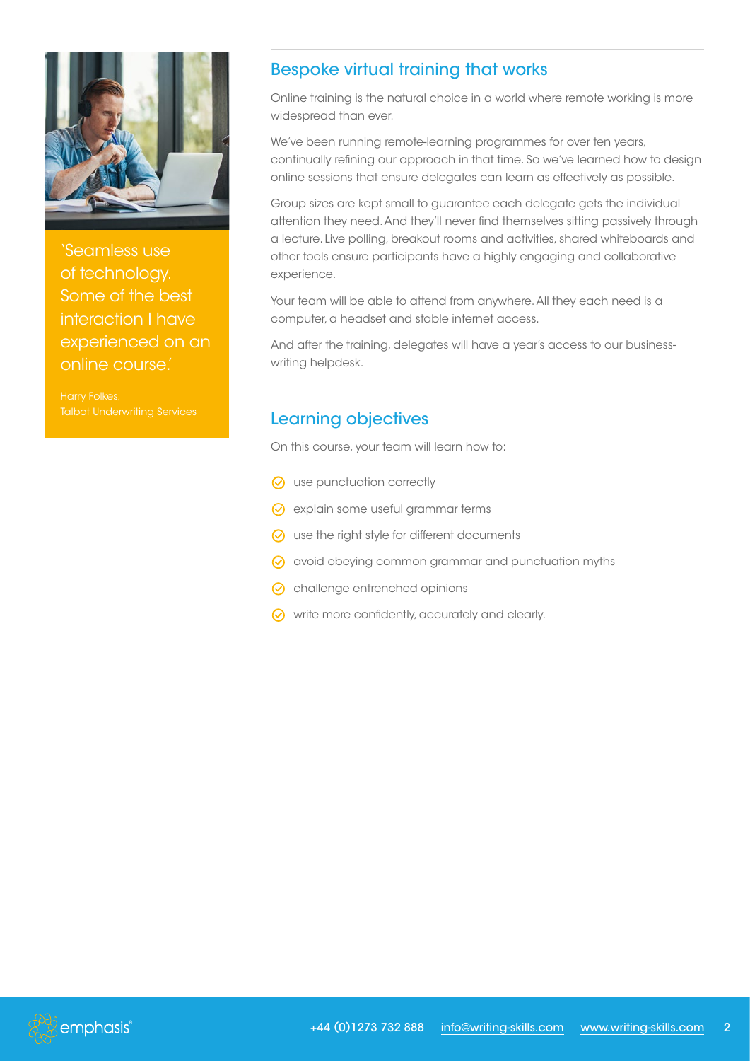> 'Seamless use of technology. Some of the best interaction I have experienced on an online course.'
>
> Harry Folkes,
> Talbot Underwriting Services

## Bespoke virtual training that works

Online training is the natural choice in a world where remote working is more widespread than ever.

We've been running remote-learning programmes for over ten years, continually refining our approach in that time. So we've learned how to design online sessions that ensure delegates can learn as effectively as possible.

Group sizes are kept small to guarantee each delegate gets the individual attention they need. And they'll never find themselves sitting passively through a lecture. Live polling, breakout rooms and activities, shared whiteboards and other tools ensure participants have a highly engaging and collaborative experience.

Your team will be able to attend from anywhere. All they each need is a computer, a headset and stable internet access.

And after the training, delegates will have a year's access to our business-writing helpdesk.

## Learning objectives

On this course, your team will learn how to:

- use punctuation correctly
- explain some useful grammar terms
- use the right style for different documents
- avoid obeying common grammar and punctuation myths
- challenge entrenched opinions
- write more confidently, accurately and clearly.

+44 (0)1273 732 888 info@writing-skills.com www.writing-skills.com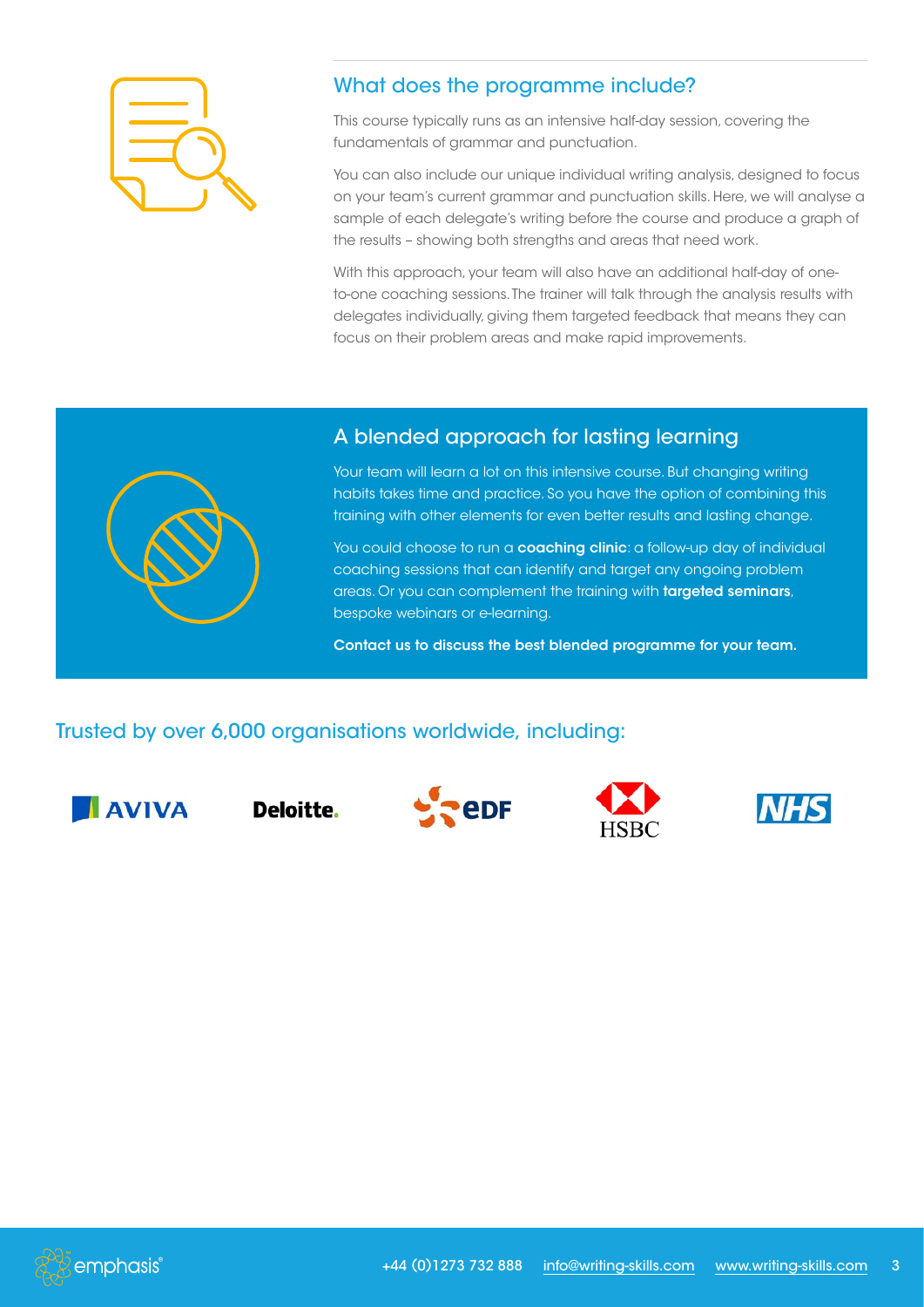## What does the programme include?

This course typically runs as an intensive half-day session, covering the fundamentals of grammar and punctuation.

You can also include our unique individual writing analysis, designed to focus on your team's current grammar and punctuation skills. Here, we will analyse a sample of each delegate's writing before the course and produce a graph of the results – showing both strengths and areas that need work.

With this approach, your team will also have an additional half-day of one-to-one coaching sessions. The trainer will talk through the analysis results with delegates individually, giving them targeted feedback that means they can focus on their problem areas and make rapid improvements.

## A blended approach for lasting learning

Your team will learn a lot on this intensive course. But changing writing habits takes time and practice. So you have the option of combining this training with other elements for even better results and lasting change.

You could choose to run a **coaching clinic**: a follow-up day of individual coaching sessions that can identify and target any ongoing problem areas. Or you can complement the training with **targeted seminars**, bespoke webinars or e-learning.

**Contact us to discuss the best blended programme for your team.**

## Trusted by over 6,000 organisations worldwide, including:

AVIVA | Deloitte. | EDF | HSBC | NHS

emphasis® +44 (0)1273 732 888 info@writing-skills.com www.writing-skills.com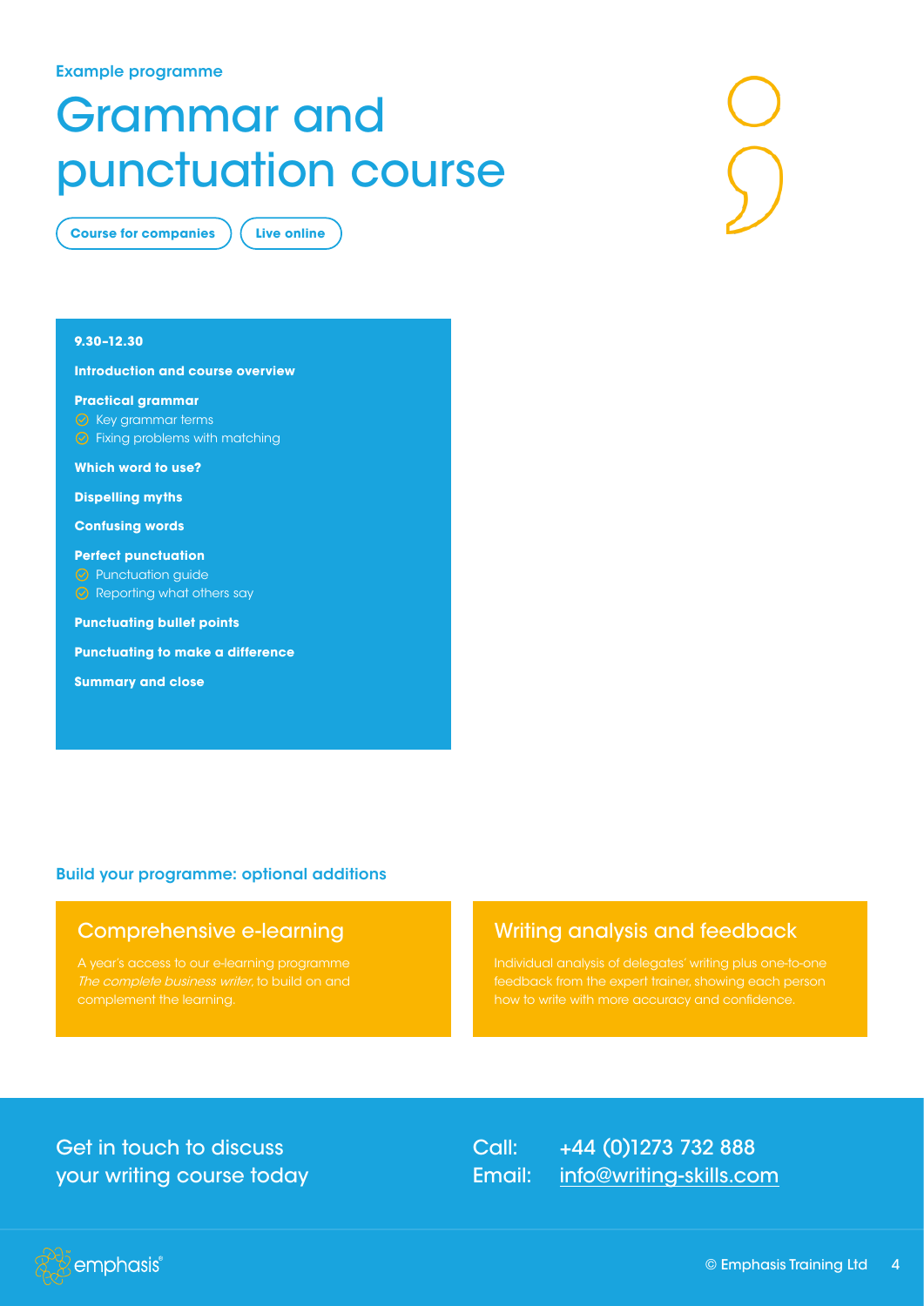Example programme

# Grammar and punctuation course

Course for companies | Live online

**9.30–12.30**

**Introduction and course overview**

**Practical grammar**

- Key grammar terms
- Fixing problems with matching

**Which word to use?**

**Dispelling myths**

**Confusing words**

**Perfect punctuation**

- Punctuation guide
- Reporting what others say

**Punctuating bullet points**

**Punctuating to make a difference**

**Summary and close**

## Build your programme: optional additions

### Comprehensive e-learning

A year's access to our e-learning programme *The complete business writer*, to build on and complement the learning.

### Writing analysis and feedback

Individual analysis of delegates' writing plus one-to-one feedback from the expert trainer, showing each person how to write with more accuracy and confidence.

Get in touch to discuss your writing course today

Call: +44 (0)1273 732 888
Email: info@writing-skills.com

emphasis®

© Emphasis Training Ltd